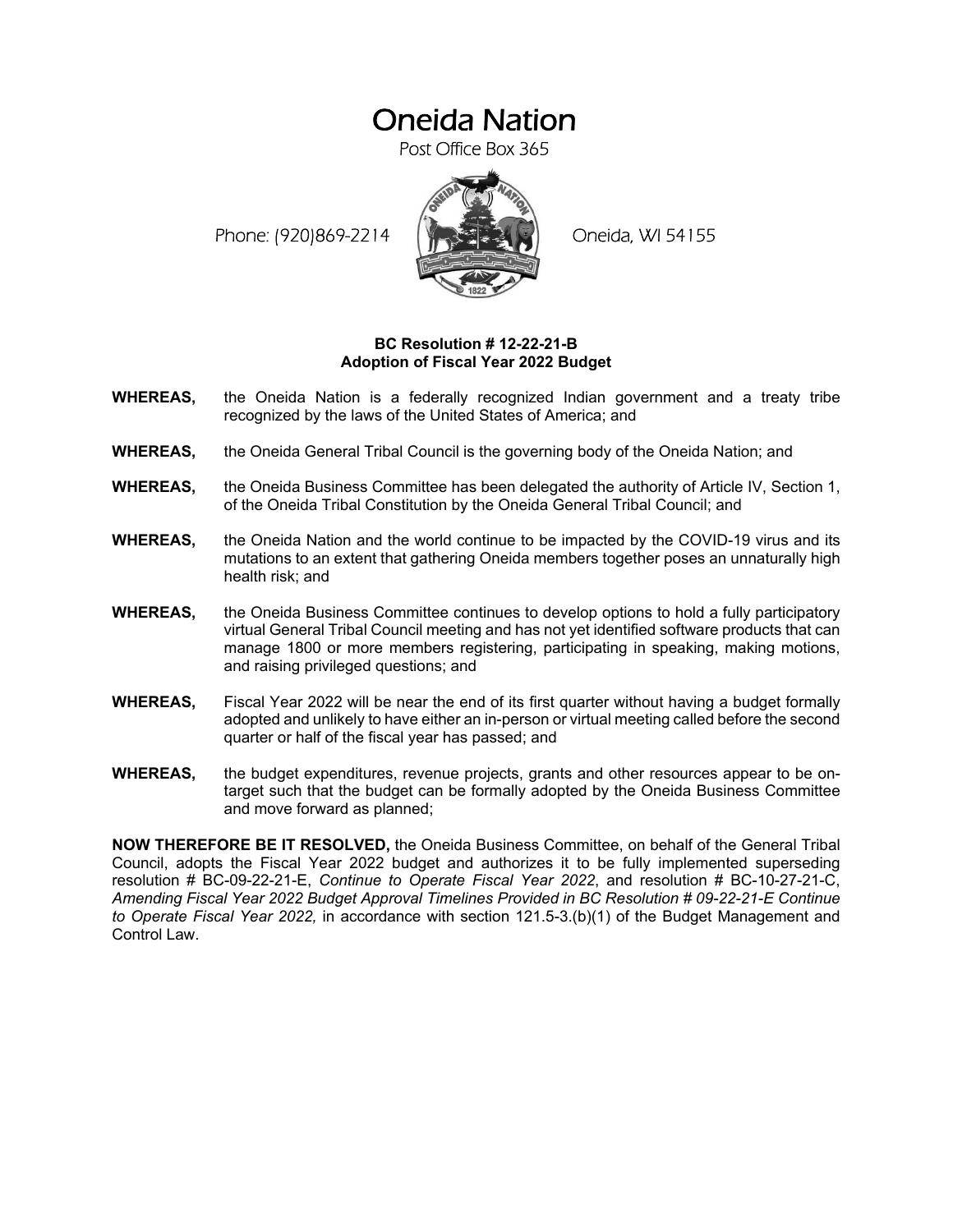# Oneida Nation

Post Office Box 365

Phone: (920)869-2214 Oneida, WI 54155

**BC Resolution # 12-22-21-B**
**Adoption of Fiscal Year 2022 Budget**

**WHEREAS,** the Oneida Nation is a federally recognized Indian government and a treaty tribe recognized by the laws of the United States of America; and

**WHEREAS,** the Oneida General Tribal Council is the governing body of the Oneida Nation; and

**WHEREAS,** the Oneida Business Committee has been delegated the authority of Article IV, Section 1, of the Oneida Tribal Constitution by the Oneida General Tribal Council; and

**WHEREAS,** the Oneida Nation and the world continue to be impacted by the COVID-19 virus and its mutations to an extent that gathering Oneida members together poses an unnaturally high health risk; and

**WHEREAS,** the Oneida Business Committee continues to develop options to hold a fully participatory virtual General Tribal Council meeting and has not yet identified software products that can manage 1800 or more members registering, participating in speaking, making motions, and raising privileged questions; and

**WHEREAS,** Fiscal Year 2022 will be near the end of its first quarter without having a budget formally adopted and unlikely to have either an in-person or virtual meeting called before the second quarter or half of the fiscal year has passed; and

**WHEREAS,** the budget expenditures, revenue projects, grants and other resources appear to be on-target such that the budget can be formally adopted by the Oneida Business Committee and move forward as planned;

**NOW THEREFORE BE IT RESOLVED,** the Oneida Business Committee, on behalf of the General Tribal Council, adopts the Fiscal Year 2022 budget and authorizes it to be fully implemented superseding resolution # BC-09-22-21-E, *Continue to Operate Fiscal Year 2022*, and resolution # BC-10-27-21-C, *Amending Fiscal Year 2022 Budget Approval Timelines Provided in BC Resolution # 09-22-21-E Continue to Operate Fiscal Year 2022,* in accordance with section 121.5-3.(b)(1) of the Budget Management and Control Law.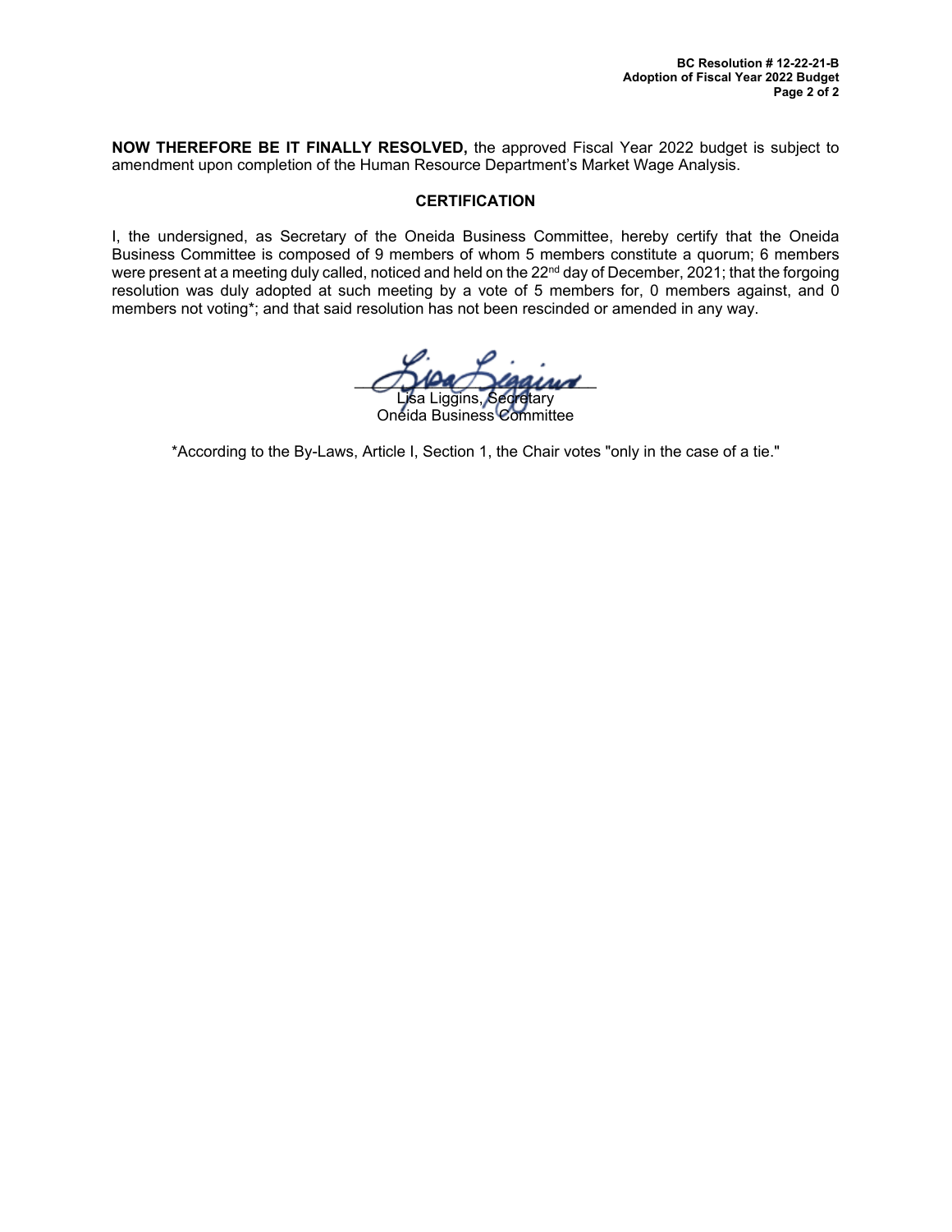**NOW THEREFORE BE IT FINALLY RESOLVED,** the approved Fiscal Year 2022 budget is subject to amendment upon completion of the Human Resource Department's Market Wage Analysis.

## CERTIFICATION

I, the undersigned, as Secretary of the Oneida Business Committee, hereby certify that the Oneida Business Committee is composed of 9 members of whom 5 members constitute a quorum; 6 members were present at a meeting duly called, noticed and held on the 22nd day of December, 2021; that the forgoing resolution was duly adopted at such meeting by a vote of 5 members for, 0 members against, and 0 members not voting*; and that said resolution has not been rescinded or amended in any way.

Lisa Liggins, Secretary
Oneida Business Committee

*According to the By-Laws, Article I, Section 1, the Chair votes "only in the case of a tie."